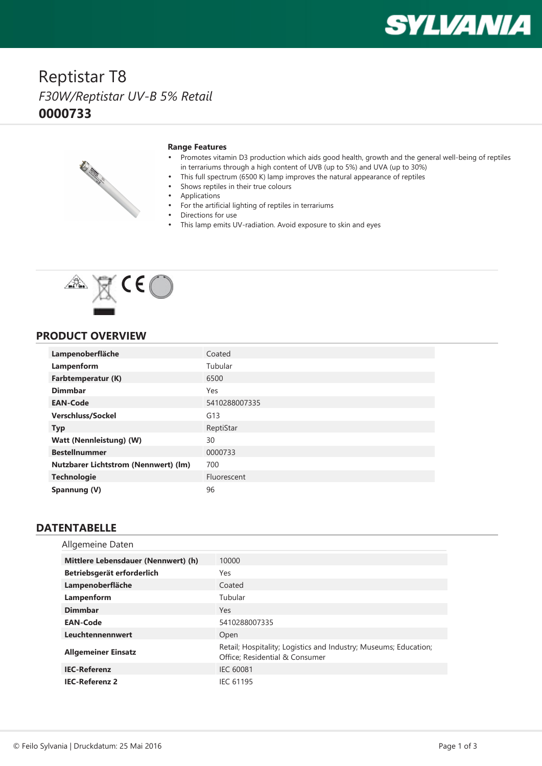# Reptistar T8

*F30W/Reptistar UV-B 5% Retail*

**0000733**

**Range Features**

- Promotes vitamin D3 production which aids good health, growth and the general well-being of reptiles in terrariums through a high content of UVB (up to 5%) and UVA (up to 30%)
- This full spectrum (6500 K) lamp improves the natural appearance of reptiles
- Shows reptiles in their true colours
- Applications
- For the artificial lighting of reptiles in terrariums
- Directions for use
- This lamp emits UV-radiation. Avoid exposure to skin and eyes

## PRODUCT OVERVIEW

| | |
|---|---|
| **Lampenoberfläche** | Coated |
| **Lampenform** | Tubular |
| **Farbtemperatur (K)** | 6500 |
| **Dimmbar** | Yes |
| **EAN-Code** | 5410288007335 |
| **Verschluss/Sockel** | G13 |
| **Typ** | ReptiStar |
| **Watt (Nennleistung) (W)** | 30 |
| **Bestellnummer** | 0000733 |
| **Nutzbarer Lichtstrom (Nennwert) (lm)** | 700 |
| **Technologie** | Fluorescent |
| **Spannung (V)** | 96 |

## DATENTABELLE

### Allgemeine Daten

| | |
|---|---|
| **Mittlere Lebensdauer (Nennwert) (h)** | 10000 |
| **Betriebsgerät erforderlich** | Yes |
| **Lampenoberfläche** | Coated |
| **Lampenform** | Tubular |
| **Dimmbar** | Yes |
| **EAN-Code** | 5410288007335 |
| **Leuchtennennwert** | Open |
| **Allgemeiner Einsatz** | Retail; Hospitality; Logistics and Industry; Museums; Education; Office; Residential & Consumer |
| **IEC-Referenz** | IEC 60081 |
| **IEC-Referenz 2** | IEC 61195 |

© Feilo Sylvania | Druckdatum: 25 Mai 2016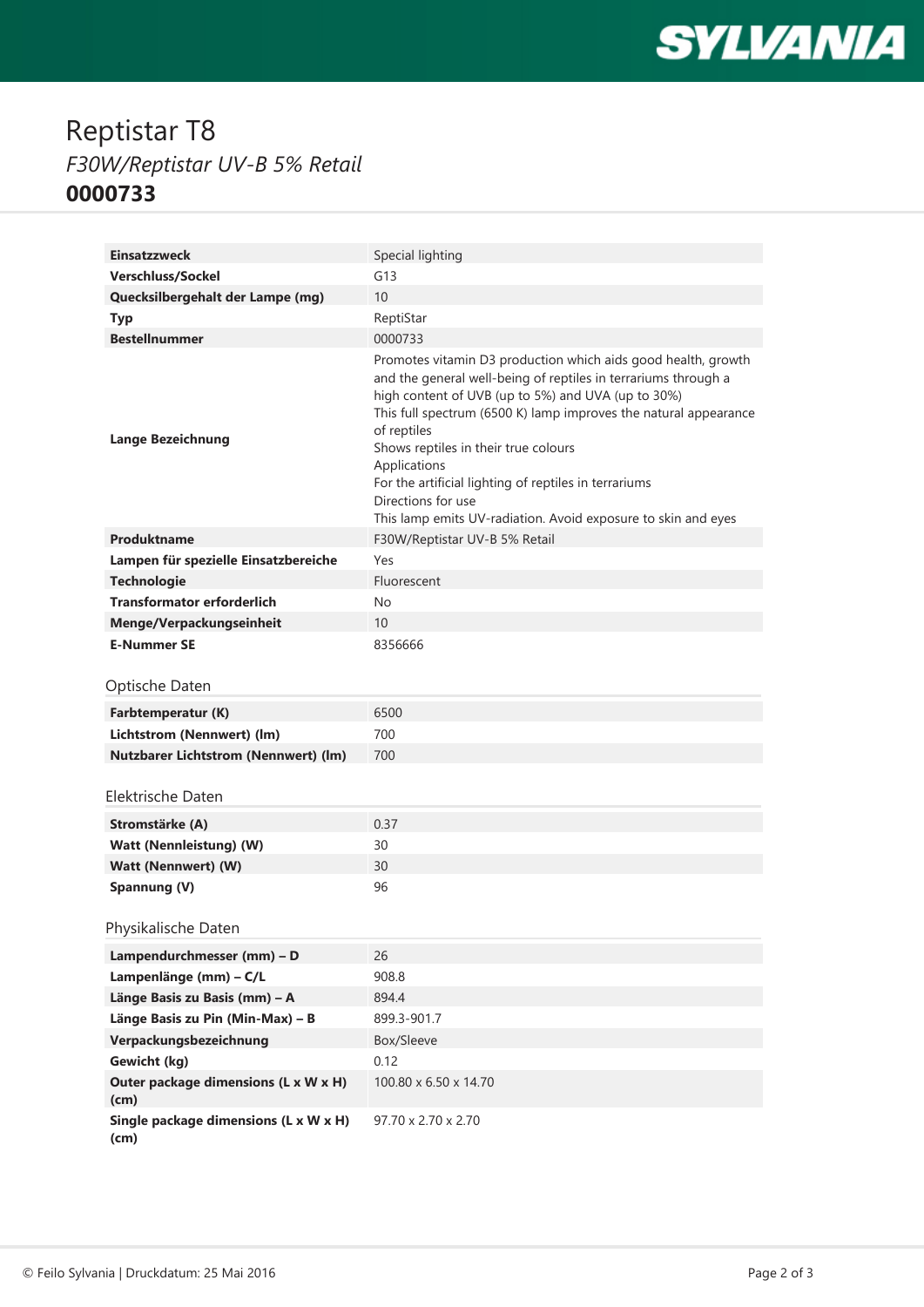# Reptistar T8

*F30W/Reptistar UV-B 5% Retail*

**0000733**

| | |
|---|---|
| **Einsatzzweck** | Special lighting |
| **Verschluss/Sockel** | G13 |
| **Quecksilbergehalt der Lampe (mg)** | 10 |
| **Typ** | ReptiStar |
| **Bestellnummer** | 0000733 |
| **Lange Bezeichnung** | Promotes vitamin D3 production which aids good health, growth and the general well-being of reptiles in terrariums through a high content of UVB (up to 5%) and UVA (up to 30%)<br>This full spectrum (6500 K) lamp improves the natural appearance of reptiles<br>Shows reptiles in their true colours<br>Applications<br>For the artificial lighting of reptiles in terrariums<br>Directions for use<br>This lamp emits UV-radiation. Avoid exposure to skin and eyes |
| **Produktname** | F30W/Reptistar UV-B 5% Retail |
| **Lampen für spezielle Einsatzbereiche** | Yes |
| **Technologie** | Fluorescent |
| **Transformator erforderlich** | No |
| **Menge/Verpackungseinheit** | 10 |
| **E-Nummer SE** | 8356666 |

## Optische Daten

| | |
|---|---|
| **Farbtemperatur (K)** | 6500 |
| **Lichtstrom (Nennwert) (lm)** | 700 |
| **Nutzbarer Lichtstrom (Nennwert) (lm)** | 700 |

## Elektrische Daten

| | |
|---|---|
| **Stromstärke (A)** | 0.37 |
| **Watt (Nennleistung) (W)** | 30 |
| **Watt (Nennwert) (W)** | 30 |
| **Spannung (V)** | 96 |

## Physikalische Daten

| | |
|---|---|
| **Lampendurchmesser (mm) – D** | 26 |
| **Lampenlänge (mm) – C/L** | 908.8 |
| **Länge Basis zu Basis (mm) – A** | 894.4 |
| **Länge Basis zu Pin (Min-Max) – B** | 899.3-901.7 |
| **Verpackungsbezeichnung** | Box/Sleeve |
| **Gewicht (kg)** | 0.12 |
| **Outer package dimensions (L x W x H) (cm)** | 100.80 x 6.50 x 14.70 |
| **Single package dimensions (L x W x H) (cm)** | 97.70 x 2.70 x 2.70 |

© Feilo Sylvania | Druckdatum: 25 Mai 2016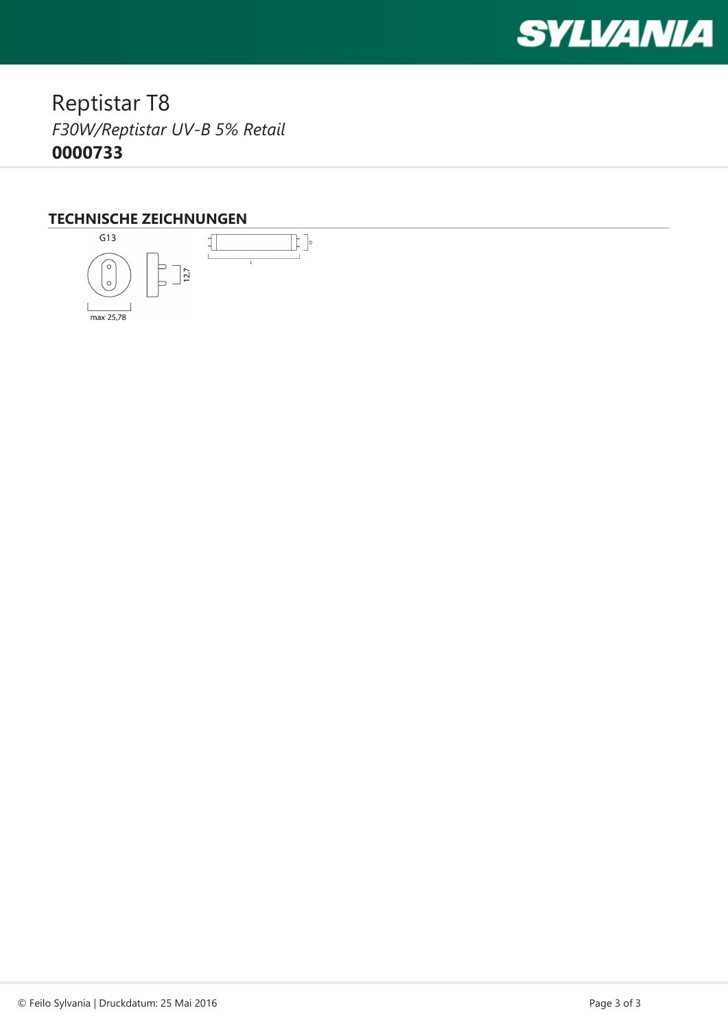# Reptistar T8

*F30W/Reptistar UV-B 5% Retail*

**0000733**

## TECHNISCHE ZEICHNUNGEN

G13

12,7

max 25,78

D

L